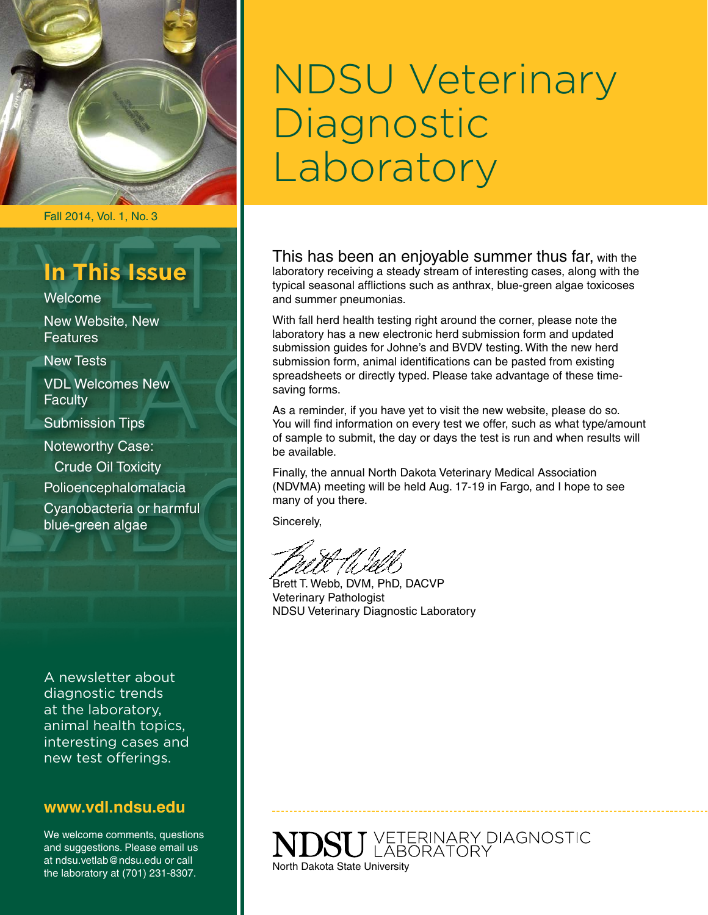# NDSU Veterinary Diagnostic Laboratory

Fall 2014, Vol. 1, No. 3

## In This Issue

- Welcome
- New Website, New Features
- New Tests
- VDL Welcomes New Faculty
- Submission Tips
- Noteworthy Case: Crude Oil Toxicity
- Polioencephalomalacia
- Cyanobacteria or harmful blue-green algae

A newsletter about diagnostic trends at the laboratory, animal health topics, interesting cases and new test offerings.

**www.vdl.ndsu.edu**

We welcome comments, questions and suggestions. Please email us at ndsu.vetlab@ndsu.edu or call the laboratory at (701) 231-8307.

This has been an enjoyable summer thus far, with the laboratory receiving a steady stream of interesting cases, along with the typical seasonal afflictions such as anthrax, blue-green algae toxicoses and summer pneumonias.

With fall herd health testing right around the corner, please note the laboratory has a new electronic herd submission form and updated submission guides for Johne's and BVDV testing. With the new herd submission form, animal identifications can be pasted from existing spreadsheets or directly typed. Please take advantage of these time-saving forms.

As a reminder, if you have yet to visit the new website, please do so. You will find information on every test we offer, such as what type/amount of sample to submit, the day or days the test is run and when results will be available.

Finally, the annual North Dakota Veterinary Medical Association (NDVMA) meeting will be held Aug. 17-19 in Fargo, and I hope to see many of you there.

Sincerely,

Brett T. Webb, DVM, PhD, DACVP
Veterinary Pathologist
NDSU Veterinary Diagnostic Laboratory

NDSU VETERINARY DIAGNOSTIC LABORATORY
North Dakota State University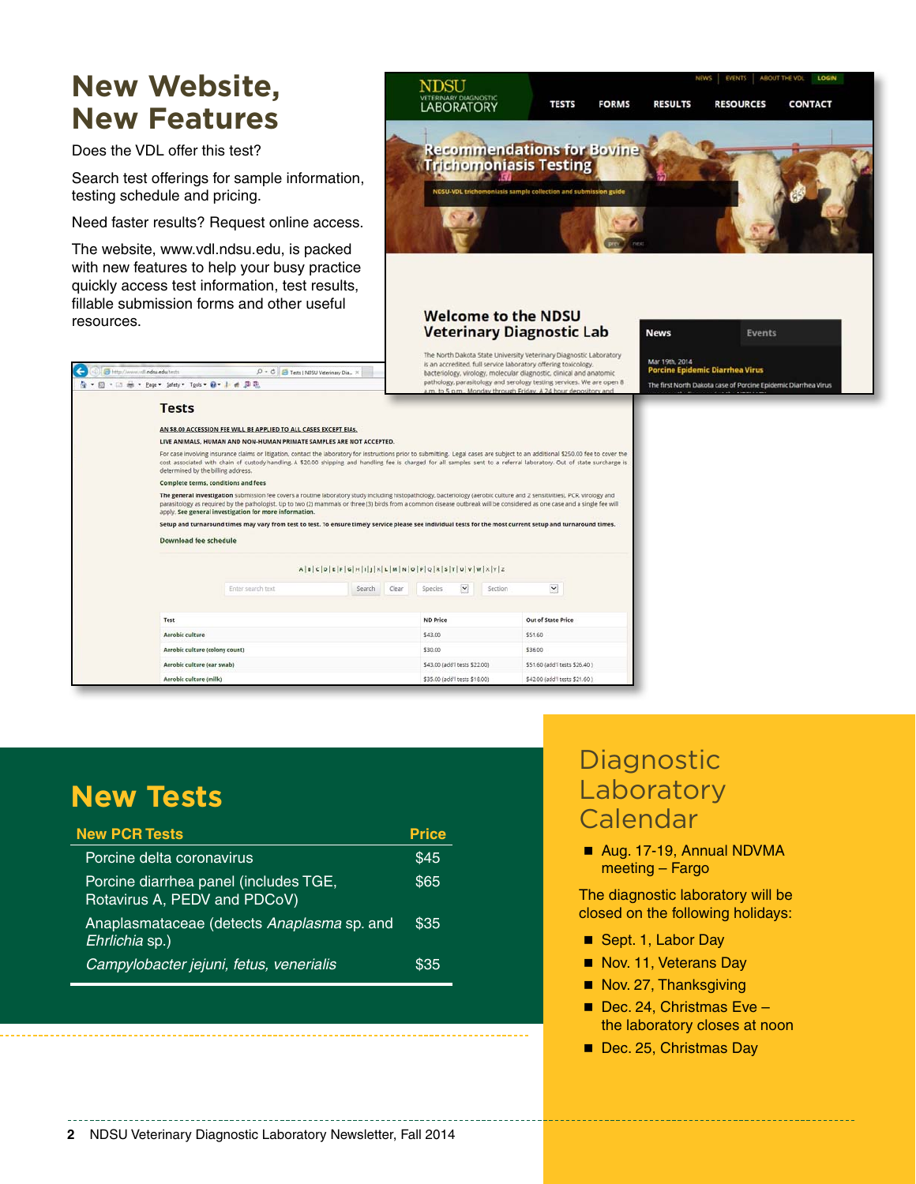# New Website, New Features

Does the VDL offer this test?

Search test offerings for sample information, testing schedule and pricing.

Need faster results? Request online access.

The website, www.vdl.ndsu.edu, is packed with new features to help your busy practice quickly access test information, test results, fillable submission forms and other useful resources.

## New Tests

| New PCR Tests | Price |
|---|---|
| Porcine delta coronavirus | $45 |
| Porcine diarrhea panel (includes TGE, Rotavirus A, PEDV and PDCoV) | $65 |
| Anaplasmataceae (detects *Anaplasma* sp. and *Ehrlichia* sp.) | $35 |
| *Campylobacter jejuni, fetus, venerialis* | $35 |

## Diagnostic Laboratory Calendar

- Aug. 17-19, Annual NDVMA meeting – Fargo

The diagnostic laboratory will be closed on the following holidays:

- Sept. 1, Labor Day
- Nov. 11, Veterans Day
- Nov. 27, Thanksgiving
- Dec. 24, Christmas Eve – the laboratory closes at noon
- Dec. 25, Christmas Day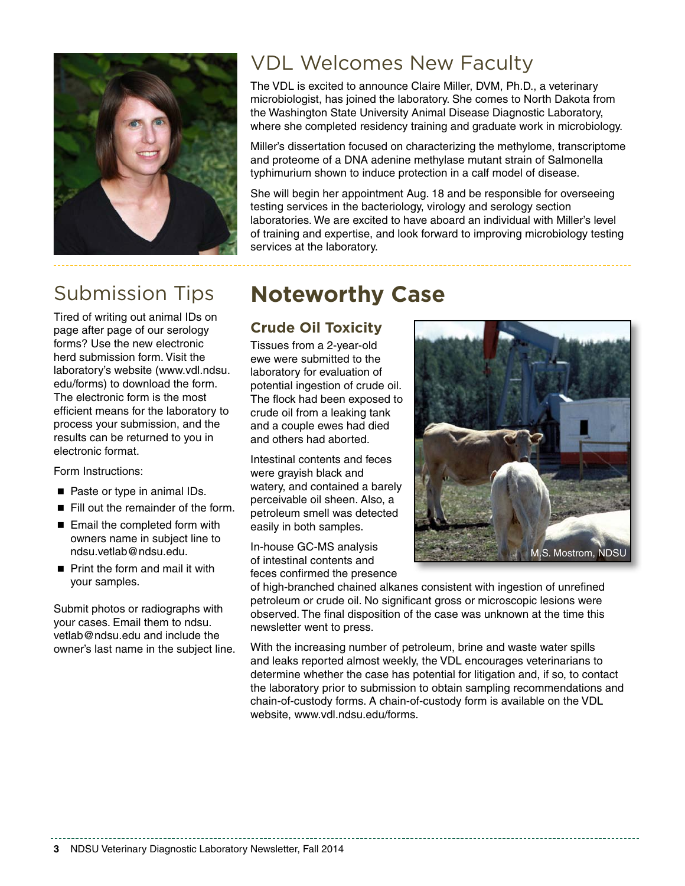# VDL Welcomes New Faculty

The VDL is excited to announce Claire Miller, DVM, Ph.D., a veterinary microbiologist, has joined the laboratory. She comes to North Dakota from the Washington State University Animal Disease Diagnostic Laboratory, where she completed residency training and graduate work in microbiology.

Miller's dissertation focused on characterizing the methylome, transcriptome and proteome of a DNA adenine methylase mutant strain of Salmonella typhimurium shown to induce protection in a calf model of disease.

She will begin her appointment Aug. 18 and be responsible for overseeing testing services in the bacteriology, virology and serology section laboratories. We are excited to have aboard an individual with Miller's level of training and expertise, and look forward to improving microbiology testing services at the laboratory.

## Submission Tips

Tired of writing out animal IDs on page after page of our serology forms? Use the new electronic herd submission form. Visit the laboratory's website (www.vdl.ndsu.edu/forms) to download the form. The electronic form is the most efficient means for the laboratory to process your submission, and the results can be returned to you in electronic format.

Form Instructions:

- Paste or type in animal IDs.
- Fill out the remainder of the form.
- Email the completed form with owners name in subject line to ndsu.vetlab@ndsu.edu.
- Print the form and mail it with your samples.

Submit photos or radiographs with your cases. Email them to ndsu.vetlab@ndsu.edu and include the owner's last name in the subject line.

# Noteworthy Case

### Crude Oil Toxicity

Tissues from a 2-year-old ewe were submitted to the laboratory for evaluation of potential ingestion of crude oil. The flock had been exposed to crude oil from a leaking tank and a couple ewes had died and others had aborted.

Intestinal contents and feces were grayish black and watery, and contained a barely perceivable oil sheen. Also, a petroleum smell was detected easily in both samples.

M.S. Mostrom, NDSU

In-house GC-MS analysis of intestinal contents and feces confirmed the presence of high-branched chained alkanes consistent with ingestion of unrefined petroleum or crude oil. No significant gross or microscopic lesions were observed. The final disposition of the case was unknown at the time this newsletter went to press.

With the increasing number of petroleum, brine and waste water spills and leaks reported almost weekly, the VDL encourages veterinarians to determine whether the case has potential for litigation and, if so, to contact the laboratory prior to submission to obtain sampling recommendations and chain-of-custody forms. A chain-of-custody form is available on the VDL website, www.vdl.ndsu.edu/forms.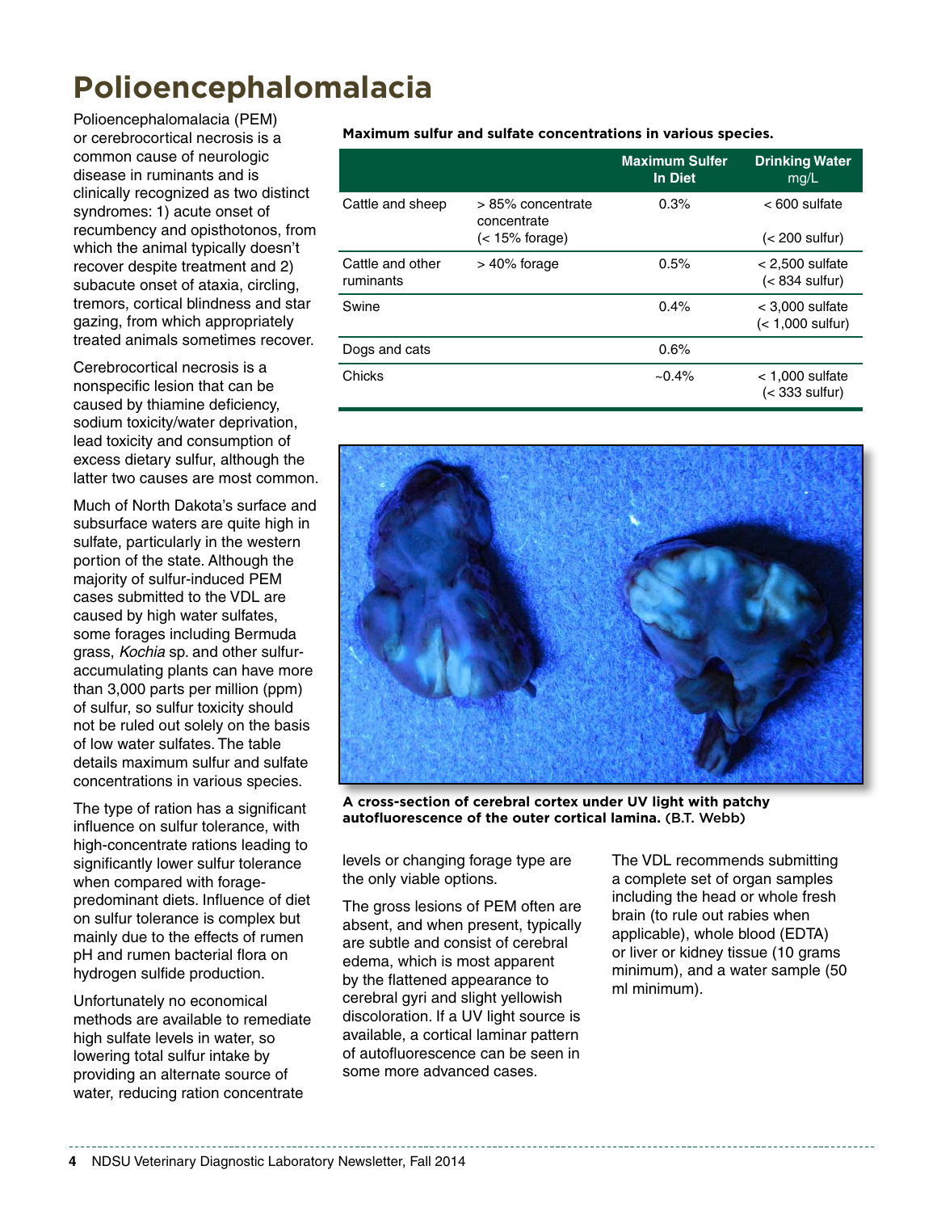# Polioencephalomalacia

Polioencephalomalacia (PEM) or cerebrocortical necrosis is a common cause of neurologic disease in ruminants and is clinically recognized as two distinct syndromes: 1) acute onset of recumbency and opisthotonos, from which the animal typically doesn't recover despite treatment and 2) subacute onset of ataxia, circling, tremors, cortical blindness and star gazing, from which appropriately treated animals sometimes recover.

Cerebrocortical necrosis is a nonspecific lesion that can be caused by thiamine deficiency, sodium toxicity/water deprivation, lead toxicity and consumption of excess dietary sulfur, although the latter two causes are most common.

Much of North Dakota's surface and subsurface waters are quite high in sulfate, particularly in the western portion of the state. Although the majority of sulfur-induced PEM cases submitted to the VDL are caused by high water sulfates, some forages including Bermuda grass, *Kochia* sp. and other sulfur-accumulating plants can have more than 3,000 parts per million (ppm) of sulfur, so sulfur toxicity should not be ruled out solely on the basis of low water sulfates. The table details maximum sulfur and sulfate concentrations in various species.

**Maximum sulfur and sulfate concentrations in various species.**

| | | Maximum Sulfer In Diet | Drinking Water mg/L |
|---|---|---|---|
| Cattle and sheep | > 85% concentrate concentrate (< 15% forage) | 0.3% | < 600 sulfate (< 200 sulfur) |
| Cattle and other ruminants | > 40% forage | 0.5% | < 2,500 sulfate (< 834 sulfur) |
| Swine | | 0.4% | < 3,000 sulfate (< 1,000 sulfur) |
| Dogs and cats | | 0.6% | |
| Chicks | | ~0.4% | < 1,000 sulfate (< 333 sulfur) |

The type of ration has a significant influence on sulfur tolerance, with high-concentrate rations leading to significantly lower sulfur tolerance when compared with forage-predominant diets. Influence of diet on sulfur tolerance is complex but mainly due to the effects of rumen pH and rumen bacterial flora on hydrogen sulfide production.

Unfortunately no economical methods are available to remediate high sulfate levels in water, so lowering total sulfur intake by providing an alternate source of water, reducing ration concentrate levels or changing forage type are the only viable options.

**A cross-section of cerebral cortex under UV light with patchy autofluorescence of the outer cortical lamina.** (B.T. Webb)

The gross lesions of PEM often are absent, and when present, typically are subtle and consist of cerebral edema, which is most apparent by the flattened appearance to cerebral gyri and slight yellowish discoloration. If a UV light source is available, a cortical laminar pattern of autofluorescence can be seen in some more advanced cases.

The VDL recommends submitting a complete set of organ samples including the head or whole fresh brain (to rule out rabies when applicable), whole blood (EDTA) or liver or kidney tissue (10 grams minimum), and a water sample (50 ml minimum).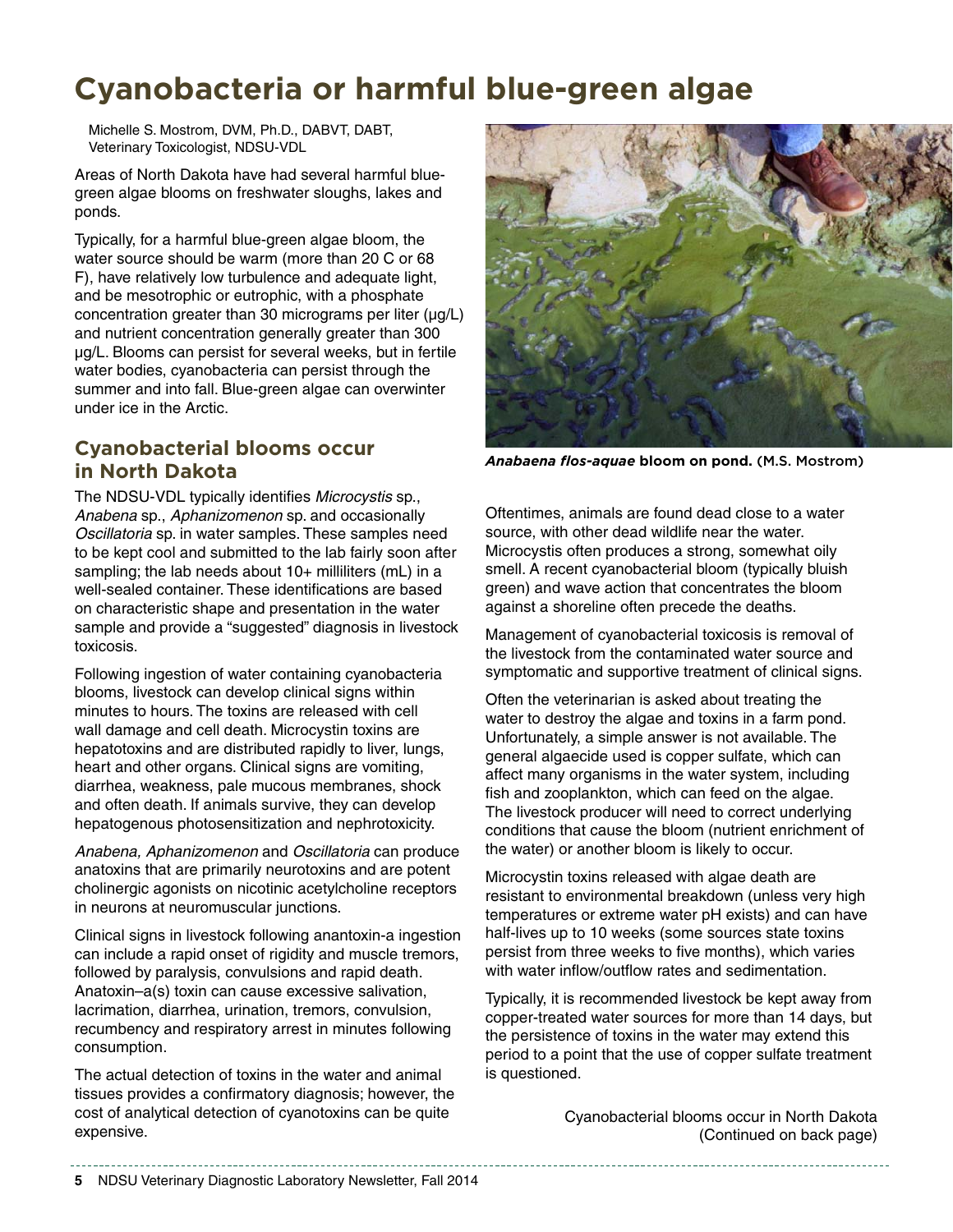# Cyanobacteria or harmful blue-green algae

Michelle S. Mostrom, DVM, Ph.D., DABVT, DABT, Veterinary Toxicologist, NDSU-VDL

Areas of North Dakota have had several harmful blue-green algae blooms on freshwater sloughs, lakes and ponds.

Typically, for a harmful blue-green algae bloom, the water source should be warm (more than 20 C or 68 F), have relatively low turbulence and adequate light, and be mesotrophic or eutrophic, with a phosphate concentration greater than 30 micrograms per liter (µg/L) and nutrient concentration generally greater than 300 µg/L. Blooms can persist for several weeks, but in fertile water bodies, cyanobacteria can persist through the summer and into fall. Blue-green algae can overwinter under ice in the Arctic.

## Cyanobacterial blooms occur in North Dakota

The NDSU-VDL typically identifies *Microcystis* sp., *Anabena* sp., *Aphanizomenon* sp. and occasionally *Oscillatoria* sp. in water samples. These samples need to be kept cool and submitted to the lab fairly soon after sampling; the lab needs about 10+ milliliters (mL) in a well-sealed container. These identifications are based on characteristic shape and presentation in the water sample and provide a "suggested" diagnosis in livestock toxicosis.

Following ingestion of water containing cyanobacteria blooms, livestock can develop clinical signs within minutes to hours. The toxins are released with cell wall damage and cell death. Microcystin toxins are hepatotoxins and are distributed rapidly to liver, lungs, heart and other organs. Clinical signs are vomiting, diarrhea, weakness, pale mucous membranes, shock and often death. If animals survive, they can develop hepatogenous photosensitization and nephrotoxicity.

*Anabena, Aphanizomenon* and *Oscillatoria* can produce anatoxins that are primarily neurotoxins and are potent cholinergic agonists on nicotinic acetylcholine receptors in neurons at neuromuscular junctions.

Clinical signs in livestock following anantoxin-a ingestion can include a rapid onset of rigidity and muscle tremors, followed by paralysis, convulsions and rapid death. Anatoxin–a(s) toxin can cause excessive salivation, lacrimation, diarrhea, urination, tremors, convulsion, recumbency and respiratory arrest in minutes following consumption.

The actual detection of toxins in the water and animal tissues provides a confirmatory diagnosis; however, the cost of analytical detection of cyanotoxins can be quite expensive.

***Anabaena flos-aquae* bloom on pond.** (M.S. Mostrom)

Oftentimes, animals are found dead close to a water source, with other dead wildlife near the water. Microcystis often produces a strong, somewhat oily smell. A recent cyanobacterial bloom (typically bluish green) and wave action that concentrates the bloom against a shoreline often precede the deaths.

Management of cyanobacterial toxicosis is removal of the livestock from the contaminated water source and symptomatic and supportive treatment of clinical signs.

Often the veterinarian is asked about treating the water to destroy the algae and toxins in a farm pond. Unfortunately, a simple answer is not available. The general algaecide used is copper sulfate, which can affect many organisms in the water system, including fish and zooplankton, which can feed on the algae. The livestock producer will need to correct underlying conditions that cause the bloom (nutrient enrichment of the water) or another bloom is likely to occur.

Microcystin toxins released with algae death are resistant to environmental breakdown (unless very high temperatures or extreme water pH exists) and can have half-lives up to 10 weeks (some sources state toxins persist from three weeks to five months), which varies with water inflow/outflow rates and sedimentation.

Typically, it is recommended livestock be kept away from copper-treated water sources for more than 14 days, but the persistence of toxins in the water may extend this period to a point that the use of copper sulfate treatment is questioned.

Cyanobacterial blooms occur in North Dakota (Continued on back page)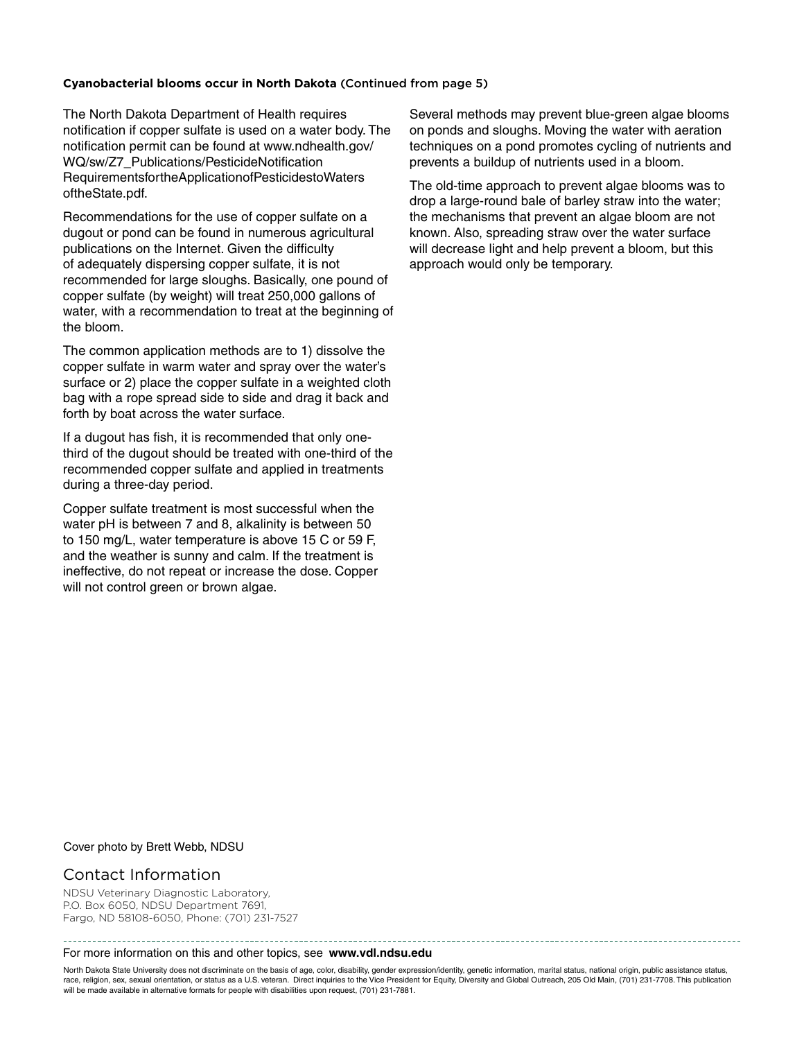**Cyanobacterial blooms occur in North Dakota** (Continued from page 5)

The North Dakota Department of Health requires notification if copper sulfate is used on a water body. The notification permit can be found at www.ndhealth.gov/WQ/sw/Z7_Publications/PesticideNotificationRequirementsfortheApplicationofPesticidestoWatersoftheState.pdf.

Recommendations for the use of copper sulfate on a dugout or pond can be found in numerous agricultural publications on the Internet. Given the difficulty of adequately dispersing copper sulfate, it is not recommended for large sloughs. Basically, one pound of copper sulfate (by weight) will treat 250,000 gallons of water, with a recommendation to treat at the beginning of the bloom.

The common application methods are to 1) dissolve the copper sulfate in warm water and spray over the water's surface or 2) place the copper sulfate in a weighted cloth bag with a rope spread side to side and drag it back and forth by boat across the water surface.

If a dugout has fish, it is recommended that only one-third of the dugout should be treated with one-third of the recommended copper sulfate and applied in treatments during a three-day period.

Copper sulfate treatment is most successful when the water pH is between 7 and 8, alkalinity is between 50 to 150 mg/L, water temperature is above 15 C or 59 F, and the weather is sunny and calm. If the treatment is ineffective, do not repeat or increase the dose. Copper will not control green or brown algae.

Several methods may prevent blue-green algae blooms on ponds and sloughs. Moving the water with aeration techniques on a pond promotes cycling of nutrients and prevents a buildup of nutrients used in a bloom.

The old-time approach to prevent algae blooms was to drop a large-round bale of barley straw into the water; the mechanisms that prevent an algae bloom are not known. Also, spreading straw over the water surface will decrease light and help prevent a bloom, but this approach would only be temporary.

Cover photo by Brett Webb, NDSU

## Contact Information

NDSU Veterinary Diagnostic Laboratory,
P.O. Box 6050, NDSU Department 7691,
Fargo, ND 58108-6050, Phone: (701) 231-7527

For more information on this and other topics, see **www.vdl.ndsu.edu**

North Dakota State University does not discriminate on the basis of age, color, disability, gender expression/identity, genetic information, marital status, national origin, public assistance status, race, religion, sex, sexual orientation, or status as a U.S. veteran. Direct inquiries to the Vice President for Equity, Diversity and Global Outreach, 205 Old Main, (701) 231-7708. This publication will be made available in alternative formats for people with disabilities upon request, (701) 231-7881.